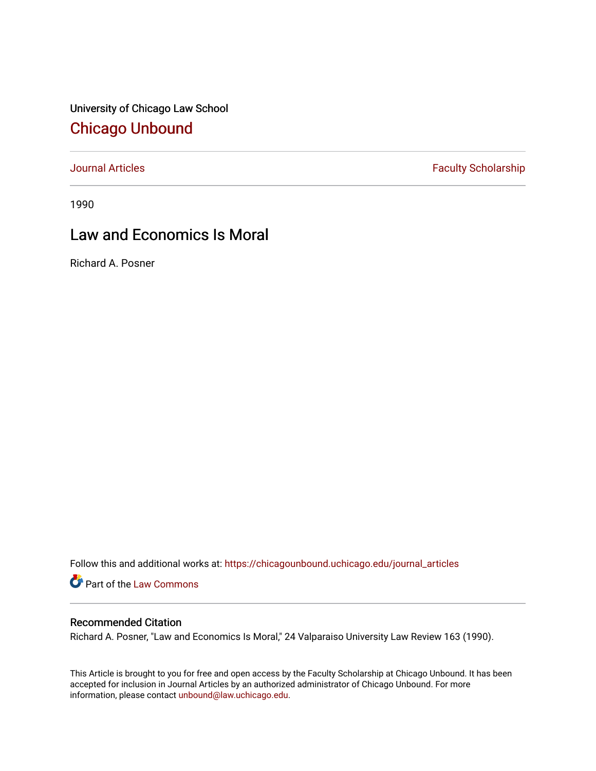University of Chicago Law School

# Chicago Unbound

Journal Articles | Faculty Scholarship

1990

## Law and Economics Is Moral

Richard A. Posner

Follow this and additional works at: https://chicagounbound.uchicago.edu/journal_articles

Part of the Law Commons

### Recommended Citation

Richard A. Posner, "Law and Economics Is Moral," 24 Valparaiso University Law Review 163 (1990).

This Article is brought to you for free and open access by the Faculty Scholarship at Chicago Unbound. It has been accepted for inclusion in Journal Articles by an authorized administrator of Chicago Unbound. For more information, please contact unbound@law.uchicago.edu.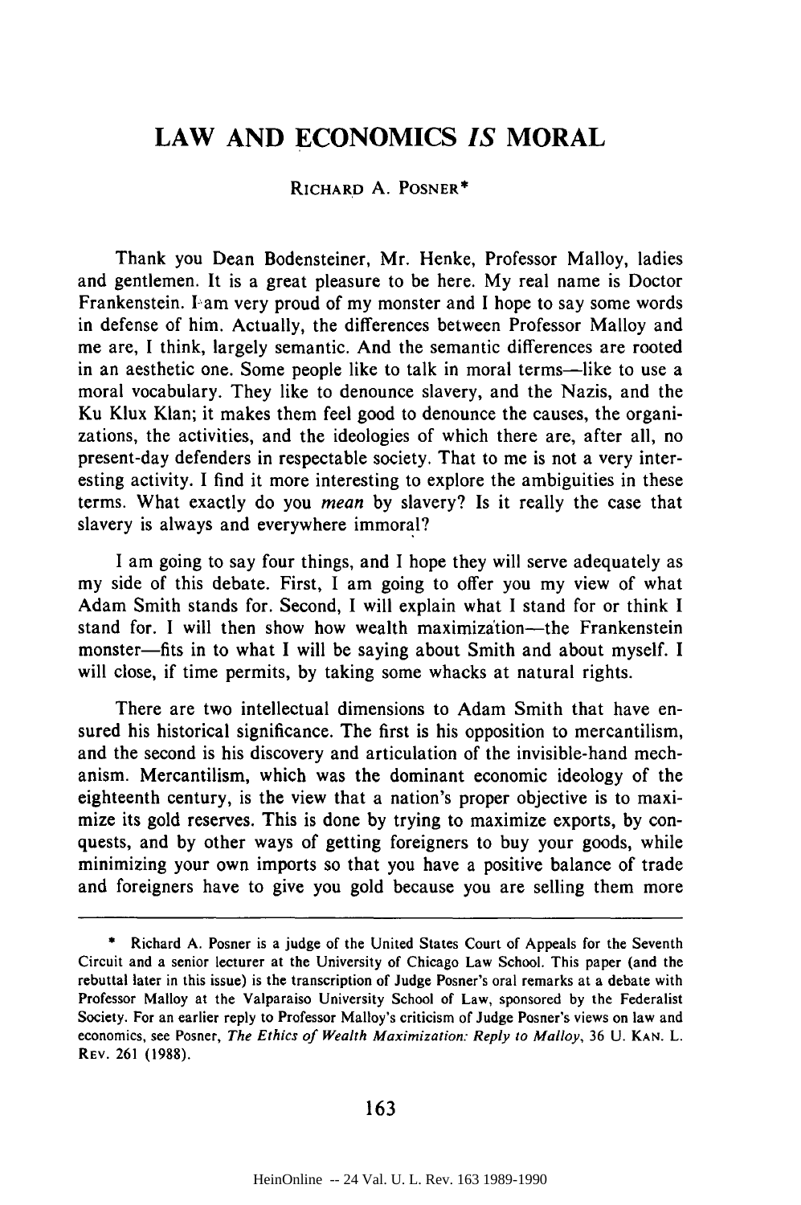# LAW AND ECONOMICS *IS* MORAL

RICHARD A. POSNER*

Thank you Dean Bodensteiner, Mr. Henke, Professor Malloy, ladies and gentlemen. It is a great pleasure to be here. My real name is Doctor Frankenstein. I am very proud of my monster and I hope to say some words in defense of him. Actually, the differences between Professor Malloy and me are, I think, largely semantic. And the semantic differences are rooted in an aesthetic one. Some people like to talk in moral terms—like to use a moral vocabulary. They like to denounce slavery, and the Nazis, and the Ku Klux Klan; it makes them feel good to denounce the causes, the organizations, the activities, and the ideologies of which there are, after all, no present-day defenders in respectable society. That to me is not a very interesting activity. I find it more interesting to explore the ambiguities in these terms. What exactly do you *mean* by slavery? Is it really the case that slavery is always and everywhere immoral?

I am going to say four things, and I hope they will serve adequately as my side of this debate. First, I am going to offer you my view of what Adam Smith stands for. Second, I will explain what I stand for or think I stand for. I will then show how wealth maximization—the Frankenstein monster—fits in to what I will be saying about Smith and about myself. I will close, if time permits, by taking some whacks at natural rights.

There are two intellectual dimensions to Adam Smith that have ensured his historical significance. The first is his opposition to mercantilism, and the second is his discovery and articulation of the invisible-hand mechanism. Mercantilism, which was the dominant economic ideology of the eighteenth century, is the view that a nation's proper objective is to maximize its gold reserves. This is done by trying to maximize exports, by conquests, and by other ways of getting foreigners to buy your goods, while minimizing your own imports so that you have a positive balance of trade and foreigners have to give you gold because you are selling them more

---

\* Richard A. Posner is a judge of the United States Court of Appeals for the Seventh Circuit and a senior lecturer at the University of Chicago Law School. This paper (and the rebuttal later in this issue) is the transcription of Judge Posner's oral remarks at a debate with Professor Malloy at the Valparaiso University School of Law, sponsored by the Federalist Society. For an earlier reply to Professor Malloy's criticism of Judge Posner's views on law and economics, see Posner, *The Ethics of Wealth Maximization: Reply to Malloy*, 36 U. KAN. L. REV. 261 (1988).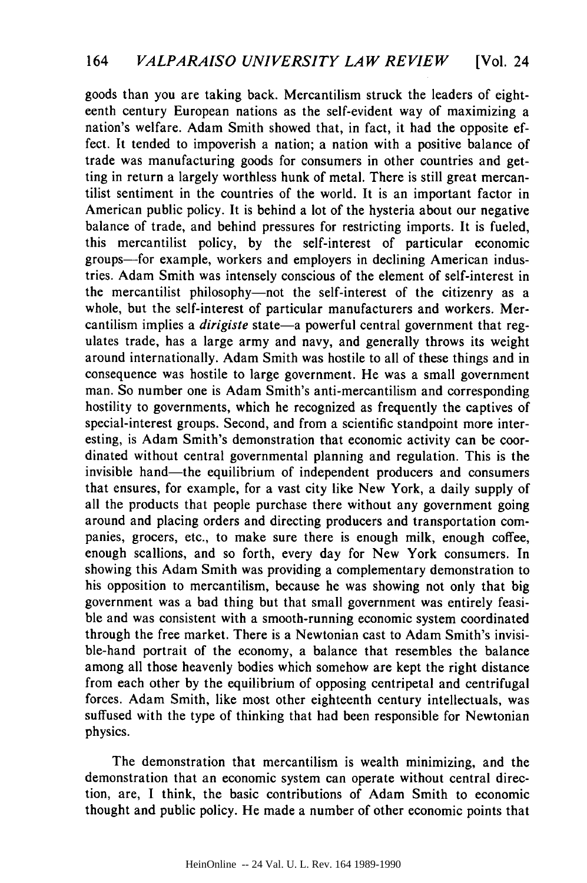goods than you are taking back. Mercantilism struck the leaders of eighteenth century European nations as the self-evident way of maximizing a nation's welfare. Adam Smith showed that, in fact, it had the opposite effect. It tended to impoverish a nation; a nation with a positive balance of trade was manufacturing goods for consumers in other countries and getting in return a largely worthless hunk of metal. There is still great mercantilist sentiment in the countries of the world. It is an important factor in American public policy. It is behind a lot of the hysteria about our negative balance of trade, and behind pressures for restricting imports. It is fueled, this mercantilist policy, by the self-interest of particular economic groups—for example, workers and employers in declining American industries. Adam Smith was intensely conscious of the element of self-interest in the mercantilist philosophy—not the self-interest of the citizenry as a whole, but the self-interest of particular manufacturers and workers. Mercantilism implies a *dirigiste* state—a powerful central government that regulates trade, has a large army and navy, and generally throws its weight around internationally. Adam Smith was hostile to all of these things and in consequence was hostile to large government. He was a small government man. So number one is Adam Smith's anti-mercantilism and corresponding hostility to governments, which he recognized as frequently the captives of special-interest groups. Second, and from a scientific standpoint more interesting, is Adam Smith's demonstration that economic activity can be coordinated without central governmental planning and regulation. This is the invisible hand—the equilibrium of independent producers and consumers that ensures, for example, for a vast city like New York, a daily supply of all the products that people purchase there without any government going around and placing orders and directing producers and transportation companies, grocers, etc., to make sure there is enough milk, enough coffee, enough scallions, and so forth, every day for New York consumers. In showing this Adam Smith was providing a complementary demonstration to his opposition to mercantilism, because he was showing not only that big government was a bad thing but that small government was entirely feasible and was consistent with a smooth-running economic system coordinated through the free market. There is a Newtonian cast to Adam Smith's invisible-hand portrait of the economy, a balance that resembles the balance among all those heavenly bodies which somehow are kept the right distance from each other by the equilibrium of opposing centripetal and centrifugal forces. Adam Smith, like most other eighteenth century intellectuals, was suffused with the type of thinking that had been responsible for Newtonian physics.

The demonstration that mercantilism is wealth minimizing, and the demonstration that an economic system can operate without central direction, are, I think, the basic contributions of Adam Smith to economic thought and public policy. He made a number of other economic points that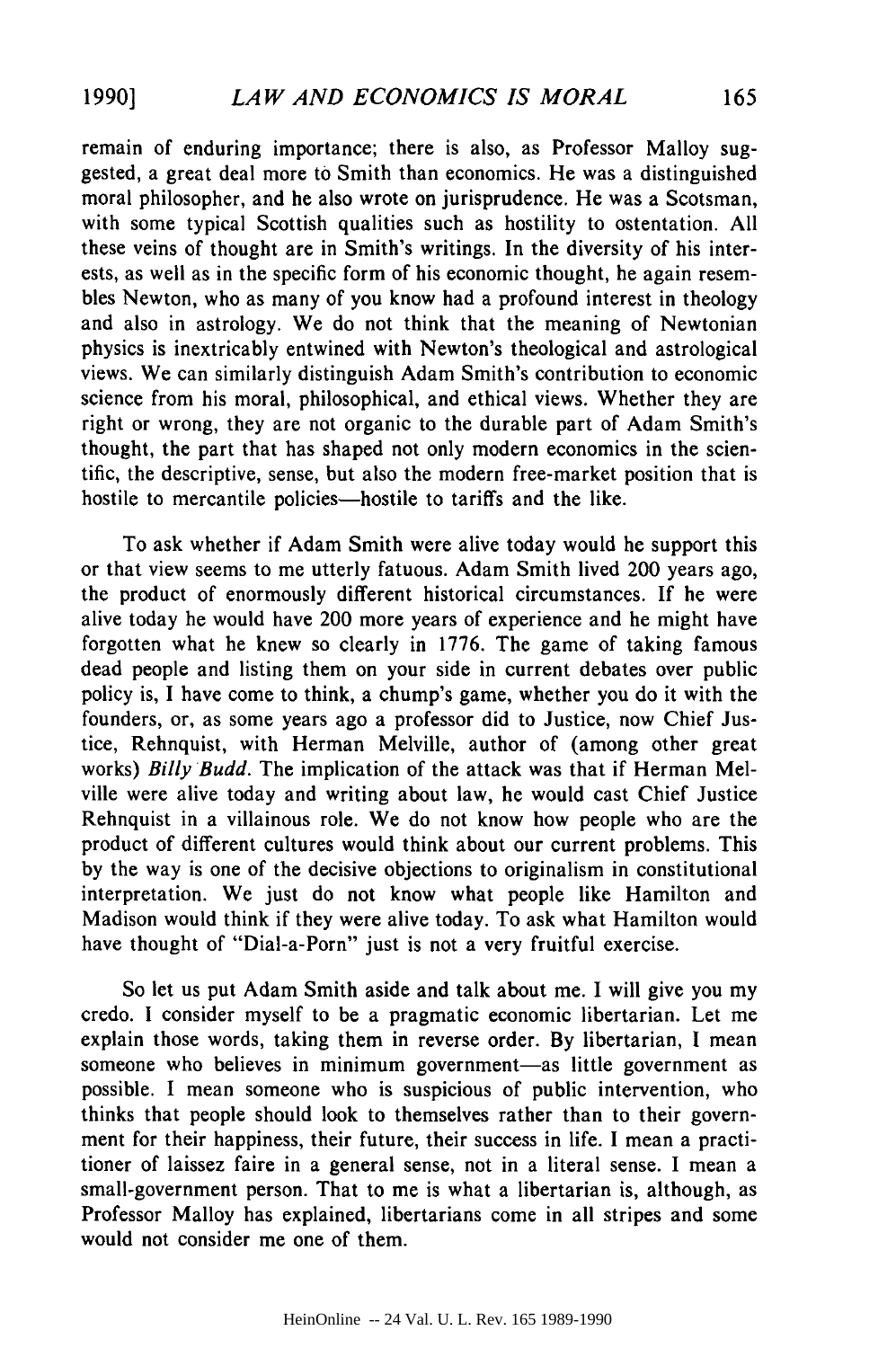remain of enduring importance; there is also, as Professor Malloy suggested, a great deal more to Smith than economics. He was a distinguished moral philosopher, and he also wrote on jurisprudence. He was a Scotsman, with some typical Scottish qualities such as hostility to ostentation. All these veins of thought are in Smith's writings. In the diversity of his interests, as well as in the specific form of his economic thought, he again resembles Newton, who as many of you know had a profound interest in theology and also in astrology. We do not think that the meaning of Newtonian physics is inextricably entwined with Newton's theological and astrological views. We can similarly distinguish Adam Smith's contribution to economic science from his moral, philosophical, and ethical views. Whether they are right or wrong, they are not organic to the durable part of Adam Smith's thought, the part that has shaped not only modern economics in the scientific, the descriptive, sense, but also the modern free-market position that is hostile to mercantile policies—hostile to tariffs and the like.

To ask whether if Adam Smith were alive today would he support this or that view seems to me utterly fatuous. Adam Smith lived 200 years ago, the product of enormously different historical circumstances. If he were alive today he would have 200 more years of experience and he might have forgotten what he knew so clearly in 1776. The game of taking famous dead people and listing them on your side in current debates over public policy is, I have come to think, a chump's game, whether you do it with the founders, or, as some years ago a professor did to Justice, now Chief Justice, Rehnquist, with Herman Melville, author of (among other great works) *Billy Budd*. The implication of the attack was that if Herman Melville were alive today and writing about law, he would cast Chief Justice Rehnquist in a villainous role. We do not know how people who are the product of different cultures would think about our current problems. This by the way is one of the decisive objections to originalism in constitutional interpretation. We just do not know what people like Hamilton and Madison would think if they were alive today. To ask what Hamilton would have thought of "Dial-a-Porn" just is not a very fruitful exercise.

So let us put Adam Smith aside and talk about me. I will give you my credo. I consider myself to be a pragmatic economic libertarian. Let me explain those words, taking them in reverse order. By libertarian, I mean someone who believes in minimum government—as little government as possible. I mean someone who is suspicious of public intervention, who thinks that people should look to themselves rather than to their government for their happiness, their future, their success in life. I mean a practitioner of laissez faire in a general sense, not in a literal sense. I mean a small-government person. That to me is what a libertarian is, although, as Professor Malloy has explained, libertarians come in all stripes and some would not consider me one of them.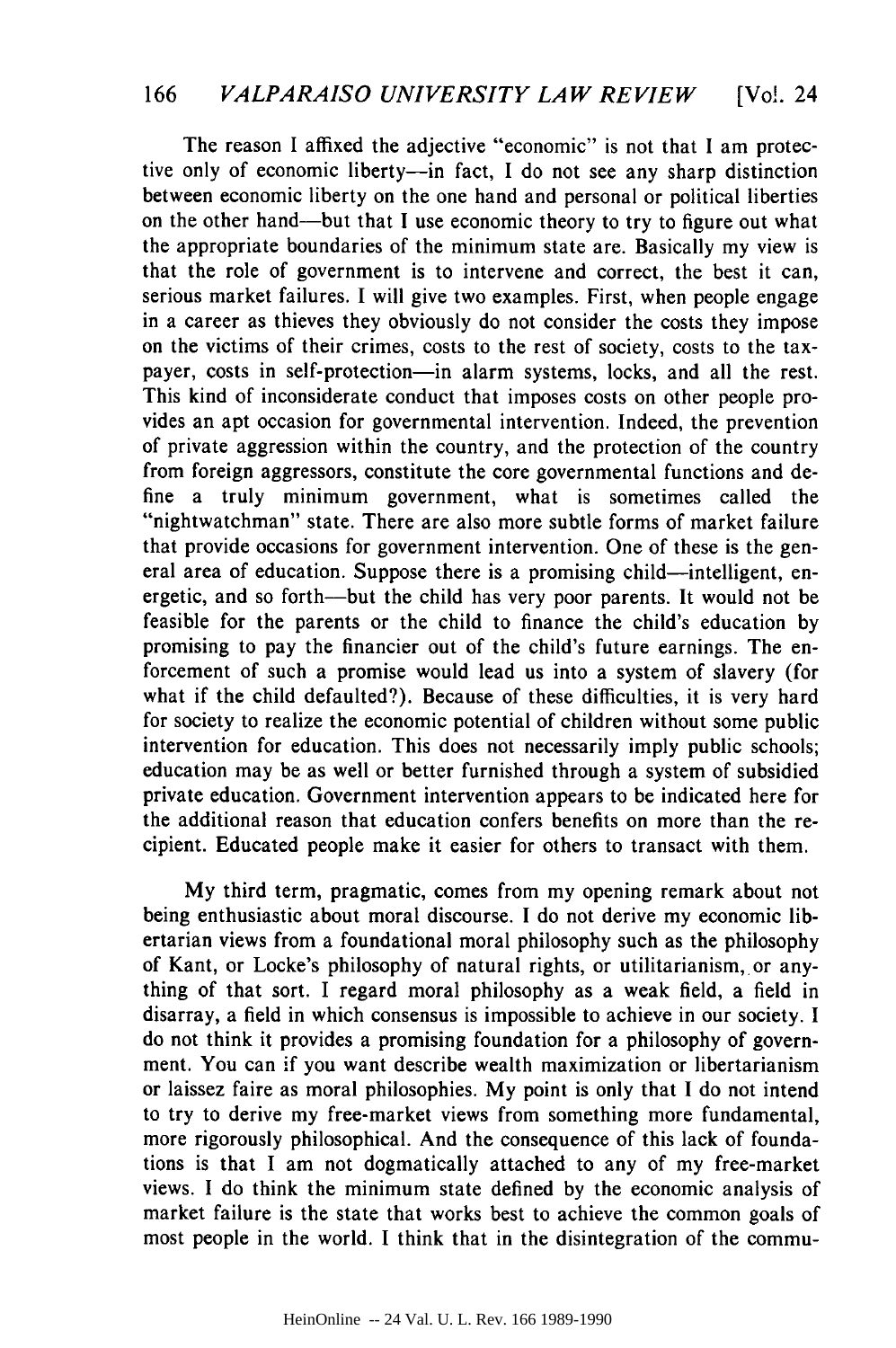The reason I affixed the adjective "economic" is not that I am protective only of economic liberty—in fact, I do not see any sharp distinction between economic liberty on the one hand and personal or political liberties on the other hand—but that I use economic theory to try to figure out what the appropriate boundaries of the minimum state are. Basically my view is that the role of government is to intervene and correct, the best it can, serious market failures. I will give two examples. First, when people engage in a career as thieves they obviously do not consider the costs they impose on the victims of their crimes, costs to the rest of society, costs to the taxpayer, costs in self-protection—in alarm systems, locks, and all the rest. This kind of inconsiderate conduct that imposes costs on other people provides an apt occasion for governmental intervention. Indeed, the prevention of private aggression within the country, and the protection of the country from foreign aggressors, constitute the core governmental functions and define a truly minimum government, what is sometimes called the "nightwatchman" state. There are also more subtle forms of market failure that provide occasions for government intervention. One of these is the general area of education. Suppose there is a promising child—intelligent, energetic, and so forth—but the child has very poor parents. It would not be feasible for the parents or the child to finance the child's education by promising to pay the financier out of the child's future earnings. The enforcement of such a promise would lead us into a system of slavery (for what if the child defaulted?). Because of these difficulties, it is very hard for society to realize the economic potential of children without some public intervention for education. This does not necessarily imply public schools; education may be as well or better furnished through a system of subsidied private education. Government intervention appears to be indicated here for the additional reason that education confers benefits on more than the recipient. Educated people make it easier for others to transact with them.

My third term, pragmatic, comes from my opening remark about not being enthusiastic about moral discourse. I do not derive my economic libertarian views from a foundational moral philosophy such as the philosophy of Kant, or Locke's philosophy of natural rights, or utilitarianism, or anything of that sort. I regard moral philosophy as a weak field, a field in disarray, a field in which consensus is impossible to achieve in our society. I do not think it provides a promising foundation for a philosophy of government. You can if you want describe wealth maximization or libertarianism or laissez faire as moral philosophies. My point is only that I do not intend to try to derive my free-market views from something more fundamental, more rigorously philosophical. And the consequence of this lack of foundations is that I am not dogmatically attached to any of my free-market views. I do think the minimum state defined by the economic analysis of market failure is the state that works best to achieve the common goals of most people in the world. I think that in the disintegration of the commu-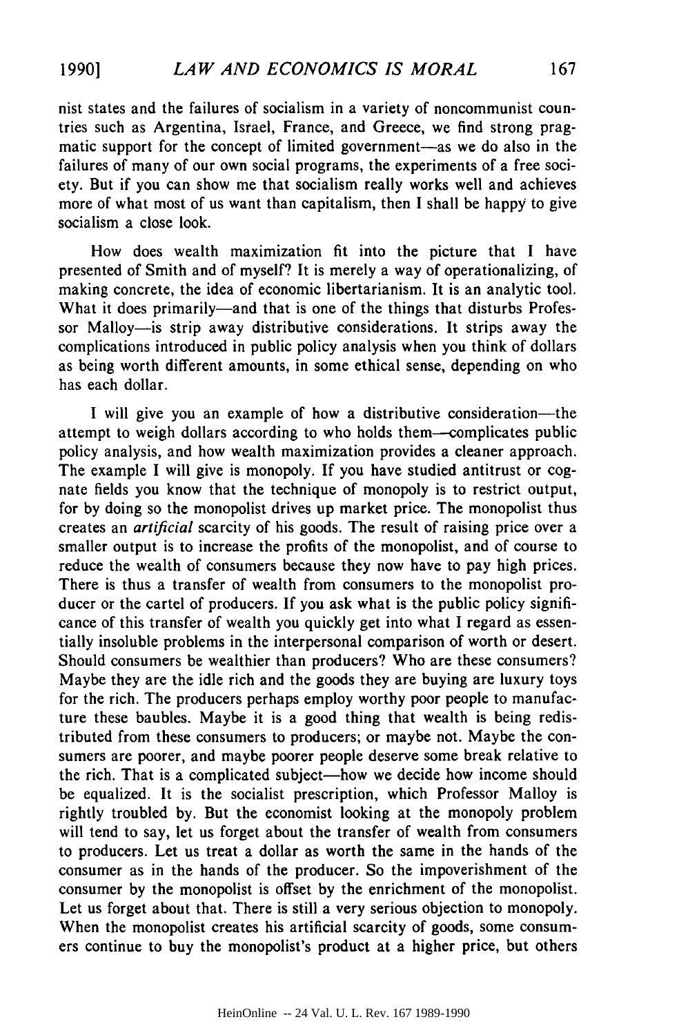nist states and the failures of socialism in a variety of noncommunist countries such as Argentina, Israel, France, and Greece, we find strong pragmatic support for the concept of limited government—as we do also in the failures of many of our own social programs, the experiments of a free society. But if you can show me that socialism really works well and achieves more of what most of us want than capitalism, then I shall be happy to give socialism a close look.

How does wealth maximization fit into the picture that I have presented of Smith and of myself? It is merely a way of operationalizing, of making concrete, the idea of economic libertarianism. It is an analytic tool. What it does primarily—and that is one of the things that disturbs Professor Malloy—is strip away distributive considerations. It strips away the complications introduced in public policy analysis when you think of dollars as being worth different amounts, in some ethical sense, depending on who has each dollar.

I will give you an example of how a distributive consideration—the attempt to weigh dollars according to who holds them—complicates public policy analysis, and how wealth maximization provides a cleaner approach. The example I will give is monopoly. If you have studied antitrust or cognate fields you know that the technique of monopoly is to restrict output, for by doing so the monopolist drives up market price. The monopolist thus creates an *artificial* scarcity of his goods. The result of raising price over a smaller output is to increase the profits of the monopolist, and of course to reduce the wealth of consumers because they now have to pay high prices. There is thus a transfer of wealth from consumers to the monopolist producer or the cartel of producers. If you ask what is the public policy significance of this transfer of wealth you quickly get into what I regard as essentially insoluble problems in the interpersonal comparison of worth or desert. Should consumers be wealthier than producers? Who are these consumers? Maybe they are the idle rich and the goods they are buying are luxury toys for the rich. The producers perhaps employ worthy poor people to manufacture these baubles. Maybe it is a good thing that wealth is being redistributed from these consumers to producers; or maybe not. Maybe the consumers are poorer, and maybe poorer people deserve some break relative to the rich. That is a complicated subject—how we decide how income should be equalized. It is the socialist prescription, which Professor Malloy is rightly troubled by. But the economist looking at the monopoly problem will tend to say, let us forget about the transfer of wealth from consumers to producers. Let us treat a dollar as worth the same in the hands of the consumer as in the hands of the producer. So the impoverishment of the consumer by the monopolist is offset by the enrichment of the monopolist. Let us forget about that. There is still a very serious objection to monopoly. When the monopolist creates his artificial scarcity of goods, some consumers continue to buy the monopolist's product at a higher price, but others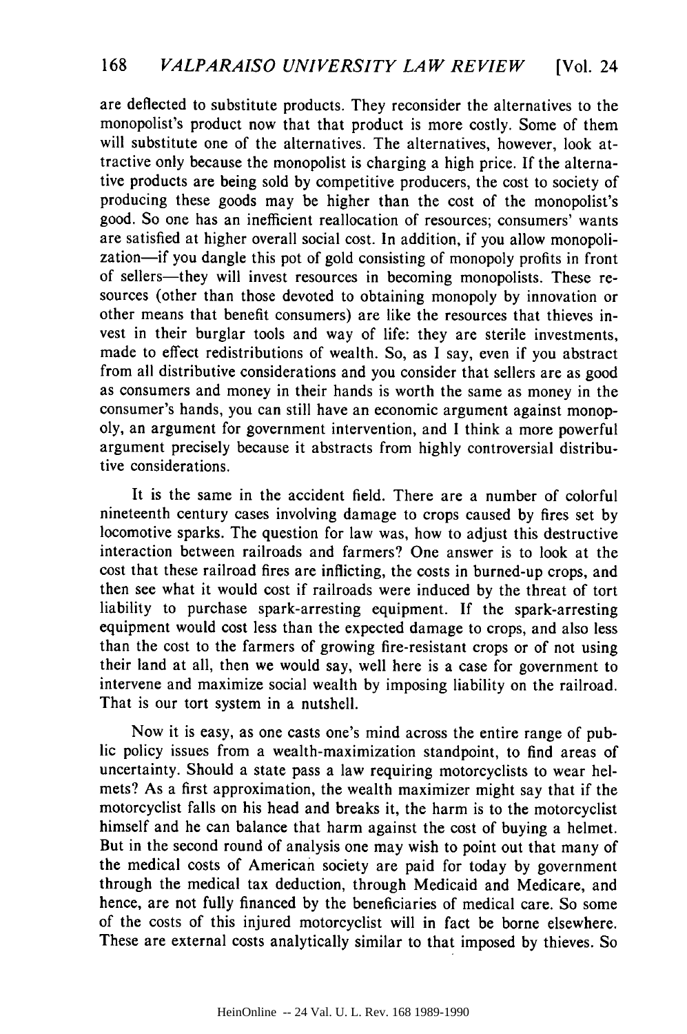are deflected to substitute products. They reconsider the alternatives to the monopolist's product now that that product is more costly. Some of them will substitute one of the alternatives. The alternatives, however, look attractive only because the monopolist is charging a high price. If the alternative products are being sold by competitive producers, the cost to society of producing these goods may be higher than the cost of the monopolist's good. So one has an inefficient reallocation of resources; consumers' wants are satisfied at higher overall social cost. In addition, if you allow monopolization—if you dangle this pot of gold consisting of monopoly profits in front of sellers—they will invest resources in becoming monopolists. These resources (other than those devoted to obtaining monopoly by innovation or other means that benefit consumers) are like the resources that thieves invest in their burglar tools and way of life: they are sterile investments, made to effect redistributions of wealth. So, as I say, even if you abstract from all distributive considerations and you consider that sellers are as good as consumers and money in their hands is worth the same as money in the consumer's hands, you can still have an economic argument against monopoly, an argument for government intervention, and I think a more powerful argument precisely because it abstracts from highly controversial distributive considerations.

It is the same in the accident field. There are a number of colorful nineteenth century cases involving damage to crops caused by fires set by locomotive sparks. The question for law was, how to adjust this destructive interaction between railroads and farmers? One answer is to look at the cost that these railroad fires are inflicting, the costs in burned-up crops, and then see what it would cost if railroads were induced by the threat of tort liability to purchase spark-arresting equipment. If the spark-arresting equipment would cost less than the expected damage to crops, and also less than the cost to the farmers of growing fire-resistant crops or of not using their land at all, then we would say, well here is a case for government to intervene and maximize social wealth by imposing liability on the railroad. That is our tort system in a nutshell.

Now it is easy, as one casts one's mind across the entire range of public policy issues from a wealth-maximization standpoint, to find areas of uncertainty. Should a state pass a law requiring motorcyclists to wear helmets? As a first approximation, the wealth maximizer might say that if the motorcyclist falls on his head and breaks it, the harm is to the motorcyclist himself and he can balance that harm against the cost of buying a helmet. But in the second round of analysis one may wish to point out that many of the medical costs of American society are paid for today by government through the medical tax deduction, through Medicaid and Medicare, and hence, are not fully financed by the beneficiaries of medical care. So some of the costs of this injured motorcyclist will in fact be borne elsewhere. These are external costs analytically similar to that imposed by thieves. So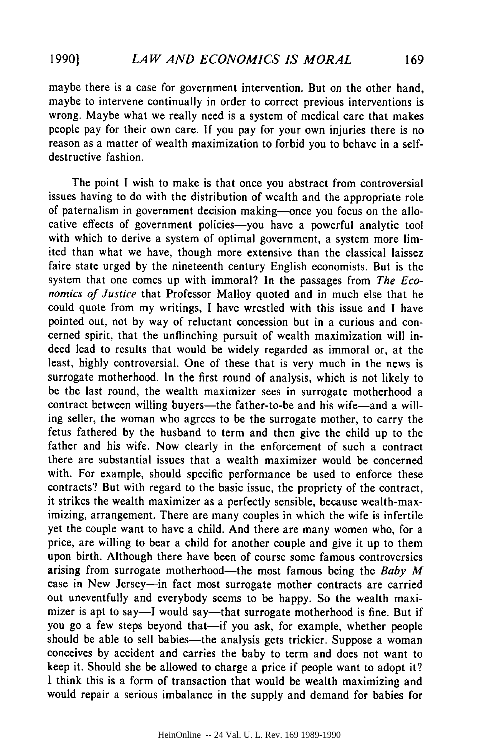maybe there is a case for government intervention. But on the other hand, maybe to intervene continually in order to correct previous interventions is wrong. Maybe what we really need is a system of medical care that makes people pay for their own care. If you pay for your own injuries there is no reason as a matter of wealth maximization to forbid you to behave in a self-destructive fashion.

The point I wish to make is that once you abstract from controversial issues having to do with the distribution of wealth and the appropriate role of paternalism in government decision making—once you focus on the allocative effects of government policies—you have a powerful analytic tool with which to derive a system of optimal government, a system more limited than what we have, though more extensive than the classical laissez faire state urged by the nineteenth century English economists. But is the system that one comes up with immoral? In the passages from *The Economics of Justice* that Professor Malloy quoted and in much else that he could quote from my writings, I have wrestled with this issue and I have pointed out, not by way of reluctant concession but in a curious and concerned spirit, that the unflinching pursuit of wealth maximization will indeed lead to results that would be widely regarded as immoral or, at the least, highly controversial. One of these that is very much in the news is surrogate motherhood. In the first round of analysis, which is not likely to be the last round, the wealth maximizer sees in surrogate motherhood a contract between willing buyers—the father-to-be and his wife—and a willing seller, the woman who agrees to be the surrogate mother, to carry the fetus fathered by the husband to term and then give the child up to the father and his wife. Now clearly in the enforcement of such a contract there are substantial issues that a wealth maximizer would be concerned with. For example, should specific performance be used to enforce these contracts? But with regard to the basic issue, the propriety of the contract, it strikes the wealth maximizer as a perfectly sensible, because wealth-maximizing, arrangement. There are many couples in which the wife is infertile yet the couple want to have a child. And there are many women who, for a price, are willing to bear a child for another couple and give it up to them upon birth. Although there have been of course some famous controversies arising from surrogate motherhood—the most famous being the *Baby M* case in New Jersey—in fact most surrogate mother contracts are carried out uneventfully and everybody seems to be happy. So the wealth maximizer is apt to say—I would say—that surrogate motherhood is fine. But if you go a few steps beyond that—if you ask, for example, whether people should be able to sell babies—the analysis gets trickier. Suppose a woman conceives by accident and carries the baby to term and does not want to keep it. Should she be allowed to charge a price if people want to adopt it? I think this is a form of transaction that would be wealth maximizing and would repair a serious imbalance in the supply and demand for babies for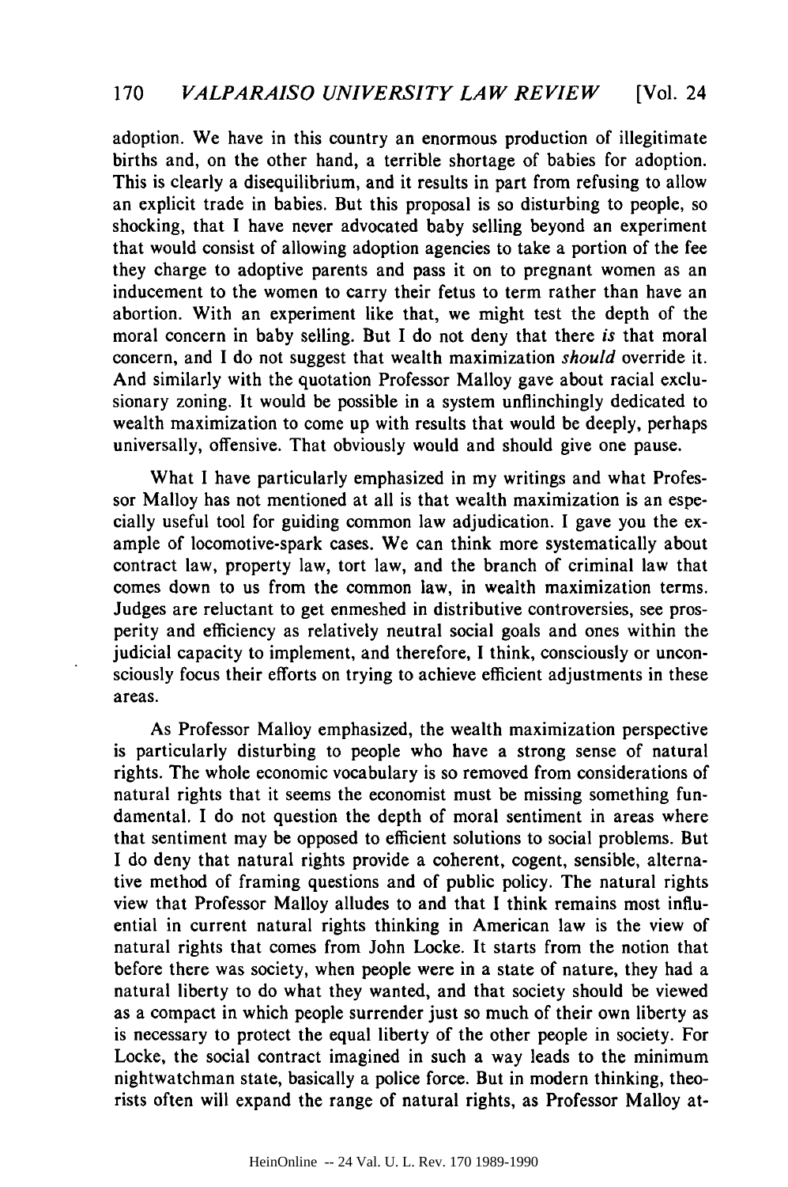adoption. We have in this country an enormous production of illegitimate births and, on the other hand, a terrible shortage of babies for adoption. This is clearly a disequilibrium, and it results in part from refusing to allow an explicit trade in babies. But this proposal is so disturbing to people, so shocking, that I have never advocated baby selling beyond an experiment that would consist of allowing adoption agencies to take a portion of the fee they charge to adoptive parents and pass it on to pregnant women as an inducement to the women to carry their fetus to term rather than have an abortion. With an experiment like that, we might test the depth of the moral concern in baby selling. But I do not deny that there *is* that moral concern, and I do not suggest that wealth maximization *should* override it. And similarly with the quotation Professor Malloy gave about racial exclusionary zoning. It would be possible in a system unflinchingly dedicated to wealth maximization to come up with results that would be deeply, perhaps universally, offensive. That obviously would and should give one pause.

What I have particularly emphasized in my writings and what Professor Malloy has not mentioned at all is that wealth maximization is an especially useful tool for guiding common law adjudication. I gave you the example of locomotive-spark cases. We can think more systematically about contract law, property law, tort law, and the branch of criminal law that comes down to us from the common law, in wealth maximization terms. Judges are reluctant to get enmeshed in distributive controversies, see prosperity and efficiency as relatively neutral social goals and ones within the judicial capacity to implement, and therefore, I think, consciously or unconsciously focus their efforts on trying to achieve efficient adjustments in these areas.

As Professor Malloy emphasized, the wealth maximization perspective is particularly disturbing to people who have a strong sense of natural rights. The whole economic vocabulary is so removed from considerations of natural rights that it seems the economist must be missing something fundamental. I do not question the depth of moral sentiment in areas where that sentiment may be opposed to efficient solutions to social problems. But I do deny that natural rights provide a coherent, cogent, sensible, alternative method of framing questions and of public policy. The natural rights view that Professor Malloy alludes to and that I think remains most influential in current natural rights thinking in American law is the view of natural rights that comes from John Locke. It starts from the notion that before there was society, when people were in a state of nature, they had a natural liberty to do what they wanted, and that society should be viewed as a compact in which people surrender just so much of their own liberty as is necessary to protect the equal liberty of the other people in society. For Locke, the social contract imagined in such a way leads to the minimum nightwatchman state, basically a police force. But in modern thinking, theorists often will expand the range of natural rights, as Professor Malloy at-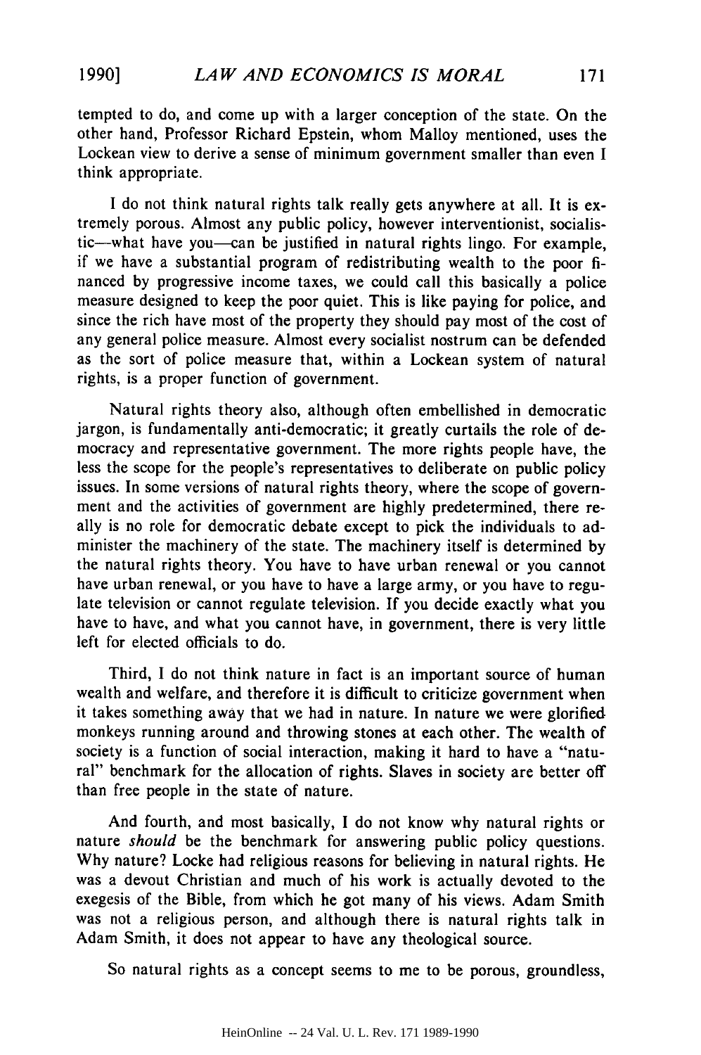tempted to do, and come up with a larger conception of the state. On the other hand, Professor Richard Epstein, whom Malloy mentioned, uses the Lockean view to derive a sense of minimum government smaller than even I think appropriate.

I do not think natural rights talk really gets anywhere at all. It is extremely porous. Almost any public policy, however interventionist, socialistic—what have you—can be justified in natural rights lingo. For example, if we have a substantial program of redistributing wealth to the poor financed by progressive income taxes, we could call this basically a police measure designed to keep the poor quiet. This is like paying for police, and since the rich have most of the property they should pay most of the cost of any general police measure. Almost every socialist nostrum can be defended as the sort of police measure that, within a Lockean system of natural rights, is a proper function of government.

Natural rights theory also, although often embellished in democratic jargon, is fundamentally anti-democratic; it greatly curtails the role of democracy and representative government. The more rights people have, the less the scope for the people's representatives to deliberate on public policy issues. In some versions of natural rights theory, where the scope of government and the activities of government are highly predetermined, there really is no role for democratic debate except to pick the individuals to administer the machinery of the state. The machinery itself is determined by the natural rights theory. You have to have urban renewal or you cannot have urban renewal, or you have to have a large army, or you have to regulate television or cannot regulate television. If you decide exactly what you have to have, and what you cannot have, in government, there is very little left for elected officials to do.

Third, I do not think nature in fact is an important source of human wealth and welfare, and therefore it is difficult to criticize government when it takes something away that we had in nature. In nature we were glorified monkeys running around and throwing stones at each other. The wealth of society is a function of social interaction, making it hard to have a "natural" benchmark for the allocation of rights. Slaves in society are better off than free people in the state of nature.

And fourth, and most basically, I do not know why natural rights or nature *should* be the benchmark for answering public policy questions. Why nature? Locke had religious reasons for believing in natural rights. He was a devout Christian and much of his work is actually devoted to the exegesis of the Bible, from which he got many of his views. Adam Smith was not a religious person, and although there is natural rights talk in Adam Smith, it does not appear to have any theological source.

So natural rights as a concept seems to me to be porous, groundless,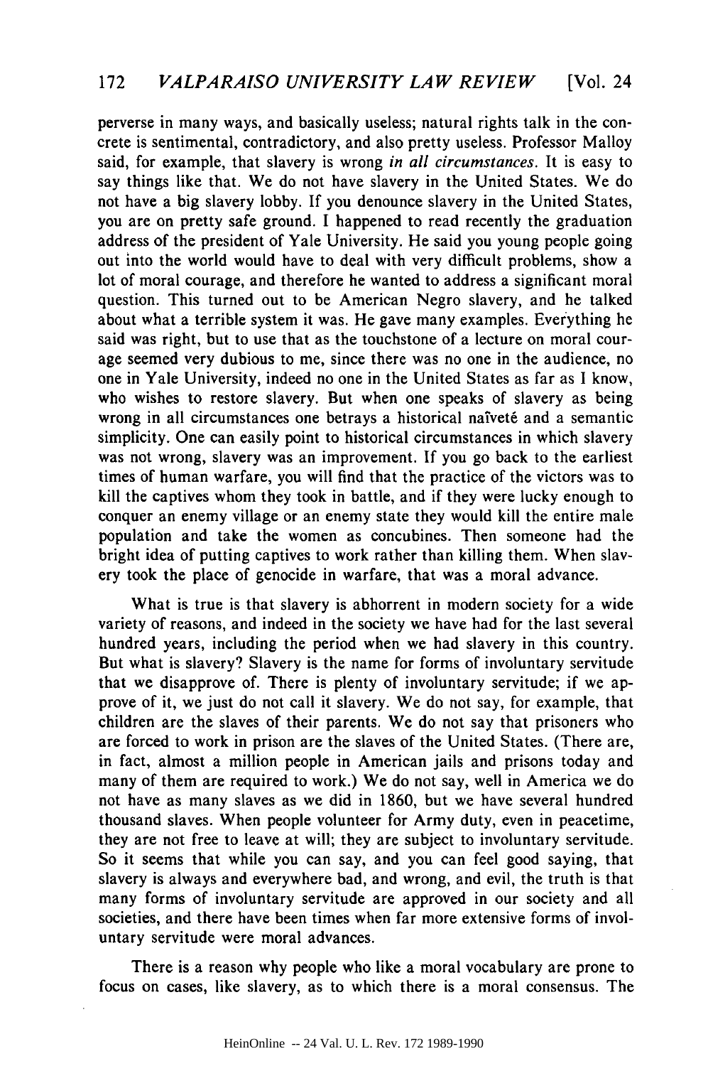perverse in many ways, and basically useless; natural rights talk in the concrete is sentimental, contradictory, and also pretty useless. Professor Malloy said, for example, that slavery is wrong *in all circumstances*. It is easy to say things like that. We do not have slavery in the United States. We do not have a big slavery lobby. If you denounce slavery in the United States, you are on pretty safe ground. I happened to read recently the graduation address of the president of Yale University. He said you young people going out into the world would have to deal with very difficult problems, show a lot of moral courage, and therefore he wanted to address a significant moral question. This turned out to be American Negro slavery, and he talked about what a terrible system it was. He gave many examples. Everything he said was right, but to use that as the touchstone of a lecture on moral courage seemed very dubious to me, since there was no one in the audience, no one in Yale University, indeed no one in the United States as far as I know, who wishes to restore slavery. But when one speaks of slavery as being wrong in all circumstances one betrays a historical naïveté and a semantic simplicity. One can easily point to historical circumstances in which slavery was not wrong, slavery was an improvement. If you go back to the earliest times of human warfare, you will find that the practice of the victors was to kill the captives whom they took in battle, and if they were lucky enough to conquer an enemy village or an enemy state they would kill the entire male population and take the women as concubines. Then someone had the bright idea of putting captives to work rather than killing them. When slavery took the place of genocide in warfare, that was a moral advance.

What is true is that slavery is abhorrent in modern society for a wide variety of reasons, and indeed in the society we have had for the last several hundred years, including the period when we had slavery in this country. But what is slavery? Slavery is the name for forms of involuntary servitude that we disapprove of. There is plenty of involuntary servitude; if we approve of it, we just do not call it slavery. We do not say, for example, that children are the slaves of their parents. We do not say that prisoners who are forced to work in prison are the slaves of the United States. (There are, in fact, almost a million people in American jails and prisons today and many of them are required to work.) We do not say, well in America we do not have as many slaves as we did in 1860, but we have several hundred thousand slaves. When people volunteer for Army duty, even in peacetime, they are not free to leave at will; they are subject to involuntary servitude. So it seems that while you can say, and you can feel good saying, that slavery is always and everywhere bad, and wrong, and evil, the truth is that many forms of involuntary servitude are approved in our society and all societies, and there have been times when far more extensive forms of involuntary servitude were moral advances.

There is a reason why people who like a moral vocabulary are prone to focus on cases, like slavery, as to which there is a moral consensus. The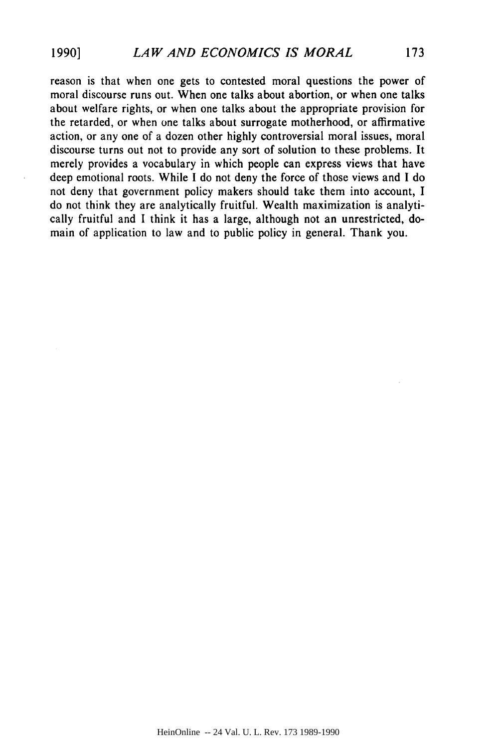reason is that when one gets to contested moral questions the power of moral discourse runs out. When one talks about abortion, or when one talks about welfare rights, or when one talks about the appropriate provision for the retarded, or when one talks about surrogate motherhood, or affirmative action, or any one of a dozen other highly controversial moral issues, moral discourse turns out not to provide any sort of solution to these problems. It merely provides a vocabulary in which people can express views that have deep emotional roots. While I do not deny the force of those views and I do not deny that government policy makers should take them into account, I do not think they are analytically fruitful. Wealth maximization is analytically fruitful and I think it has a large, although not an unrestricted, domain of application to law and to public policy in general. Thank you.